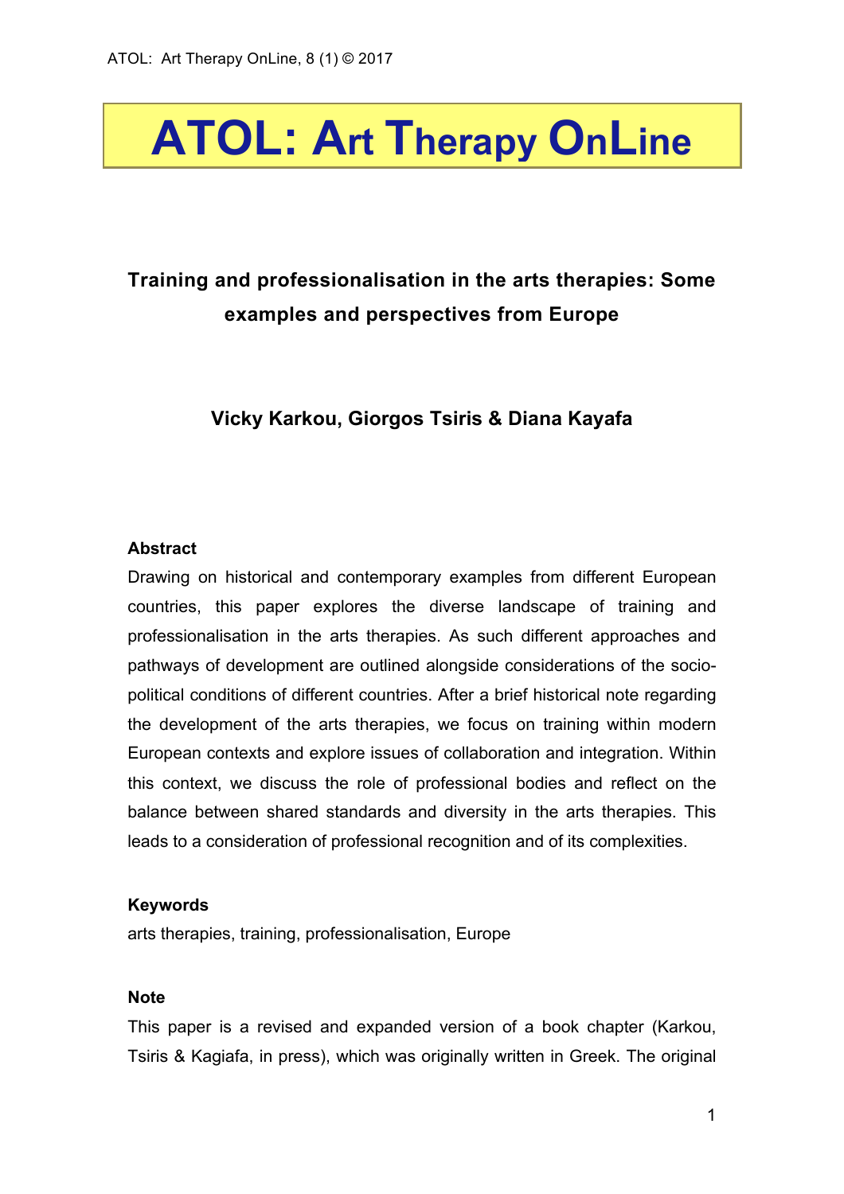# ATOL: Art Therapy OnLine

## Training and professionalisation in the arts therapies: Some examples and perspectives from Europe

**Vicky Karkou, Giorgos Tsiris & Diana Kayafa**

### Abstract

Drawing on historical and contemporary examples from different European countries, this paper explores the diverse landscape of training and professionalisation in the arts therapies. As such different approaches and pathways of development are outlined alongside considerations of the socio-political conditions of different countries. After a brief historical note regarding the development of the arts therapies, we focus on training within modern European contexts and explore issues of collaboration and integration. Within this context, we discuss the role of professional bodies and reflect on the balance between shared standards and diversity in the arts therapies. This leads to a consideration of professional recognition and of its complexities.

### Keywords

arts therapies, training, professionalisation, Europe

### Note

This paper is a revised and expanded version of a book chapter (Karkou, Tsiris & Kagiafa, in press), which was originally written in Greek. The original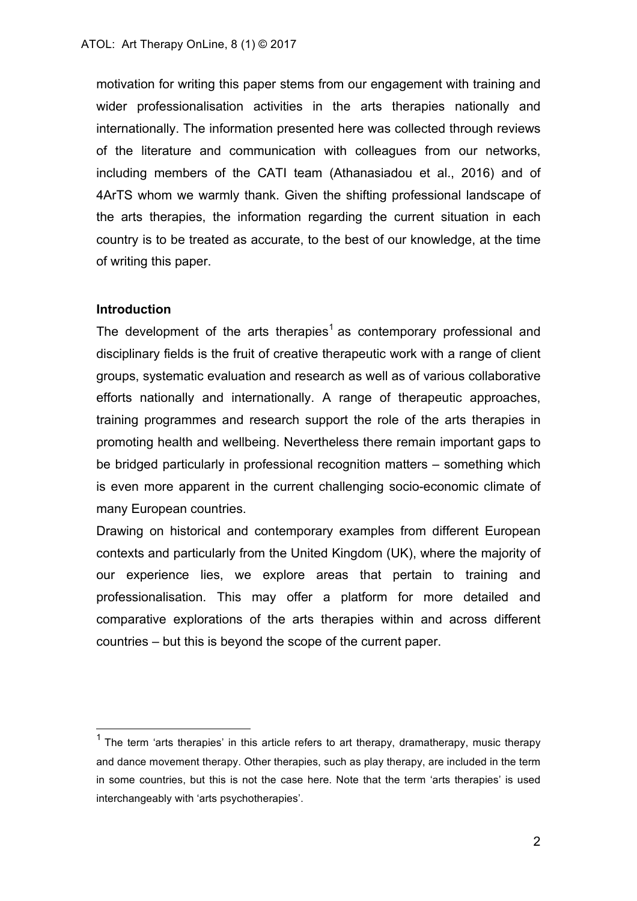motivation for writing this paper stems from our engagement with training and wider professionalisation activities in the arts therapies nationally and internationally. The information presented here was collected through reviews of the literature and communication with colleagues from our networks, including members of the CATI team (Athanasiadou et al., 2016) and of 4ArTS whom we warmly thank. Given the shifting professional landscape of the arts therapies, the information regarding the current situation in each country is to be treated as accurate, to the best of our knowledge, at the time of writing this paper.

## Introduction

The development of the arts therapies[1] as contemporary professional and disciplinary fields is the fruit of creative therapeutic work with a range of client groups, systematic evaluation and research as well as of various collaborative efforts nationally and internationally. A range of therapeutic approaches, training programmes and research support the role of the arts therapies in promoting health and wellbeing. Nevertheless there remain important gaps to be bridged particularly in professional recognition matters – something which is even more apparent in the current challenging socio-economic climate of many European countries.

Drawing on historical and contemporary examples from different European contexts and particularly from the United Kingdom (UK), where the majority of our experience lies, we explore areas that pertain to training and professionalisation. This may offer a platform for more detailed and comparative explorations of the arts therapies within and across different countries – but this is beyond the scope of the current paper.

---

[1] The term 'arts therapies' in this article refers to art therapy, dramatherapy, music therapy and dance movement therapy. Other therapies, such as play therapy, are included in the term in some countries, but this is not the case here. Note that the term 'arts therapies' is used interchangeably with 'arts psychotherapies'.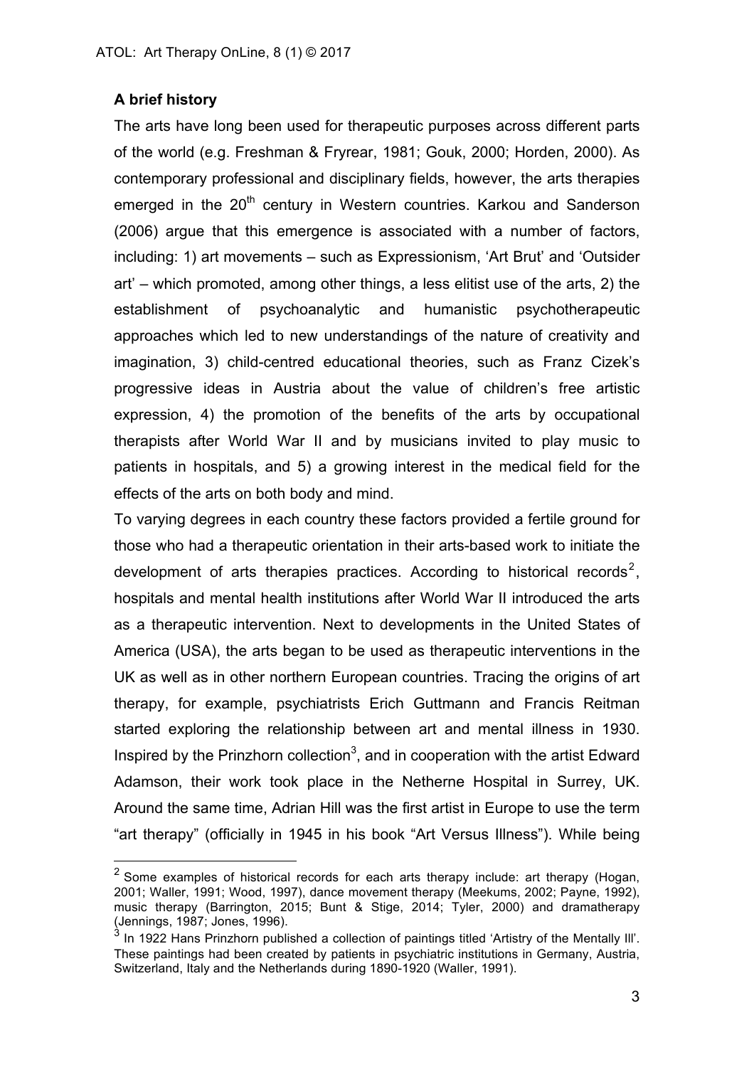### A brief history

The arts have long been used for therapeutic purposes across different parts of the world (e.g. Freshman & Fryrear, 1981; Gouk, 2000; Horden, 2000). As contemporary professional and disciplinary fields, however, the arts therapies emerged in the 20th century in Western countries. Karkou and Sanderson (2006) argue that this emergence is associated with a number of factors, including: 1) art movements – such as Expressionism, 'Art Brut' and 'Outsider art' – which promoted, among other things, a less elitist use of the arts, 2) the establishment of psychoanalytic and humanistic psychotherapeutic approaches which led to new understandings of the nature of creativity and imagination, 3) child-centred educational theories, such as Franz Cizek's progressive ideas in Austria about the value of children's free artistic expression, 4) the promotion of the benefits of the arts by occupational therapists after World War II and by musicians invited to play music to patients in hospitals, and 5) a growing interest in the medical field for the effects of the arts on both body and mind.

To varying degrees in each country these factors provided a fertile ground for those who had a therapeutic orientation in their arts-based work to initiate the development of arts therapies practices. According to historical records[2], hospitals and mental health institutions after World War II introduced the arts as a therapeutic intervention. Next to developments in the United States of America (USA), the arts began to be used as therapeutic interventions in the UK as well as in other northern European countries. Tracing the origins of art therapy, for example, psychiatrists Erich Guttmann and Francis Reitman started exploring the relationship between art and mental illness in 1930. Inspired by the Prinzhorn collection[3], and in cooperation with the artist Edward Adamson, their work took place in the Netherne Hospital in Surrey, UK. Around the same time, Adrian Hill was the first artist in Europe to use the term "art therapy" (officially in 1945 in his book "Art Versus Illness"). While being

[2] Some examples of historical records for each arts therapy include: art therapy (Hogan, 2001; Waller, 1991; Wood, 1997), dance movement therapy (Meekums, 2002; Payne, 1992), music therapy (Barrington, 2015; Bunt & Stige, 2014; Tyler, 2000) and dramatherapy (Jennings, 1987; Jones, 1996).

[3] In 1922 Hans Prinzhorn published a collection of paintings titled 'Artistry of the Mentally Ill'. These paintings had been created by patients in psychiatric institutions in Germany, Austria, Switzerland, Italy and the Netherlands during 1890-1920 (Waller, 1991).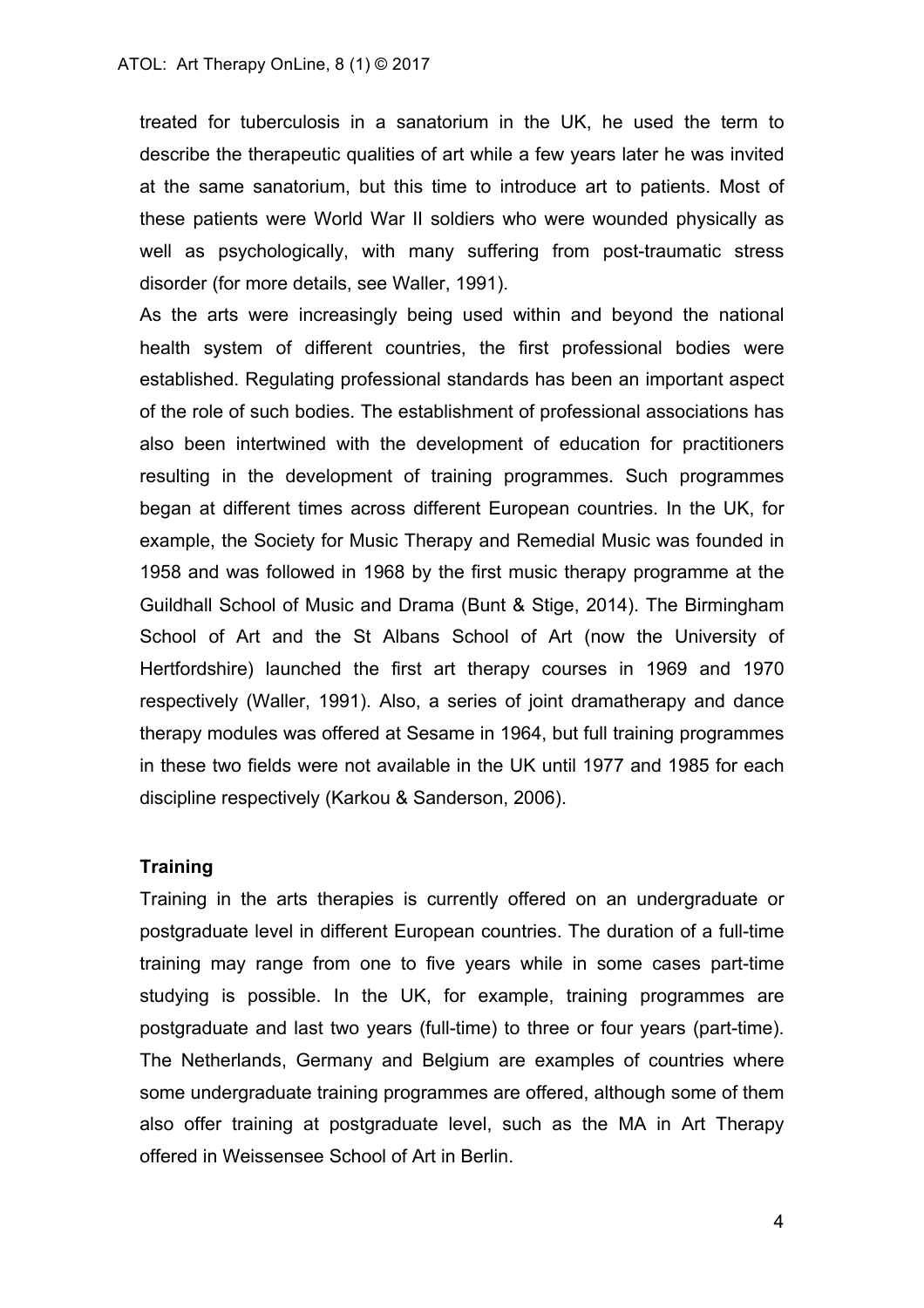treated for tuberculosis in a sanatorium in the UK, he used the term to describe the therapeutic qualities of art while a few years later he was invited at the same sanatorium, but this time to introduce art to patients. Most of these patients were World War II soldiers who were wounded physically as well as psychologically, with many suffering from post-traumatic stress disorder (for more details, see Waller, 1991).

As the arts were increasingly being used within and beyond the national health system of different countries, the first professional bodies were established. Regulating professional standards has been an important aspect of the role of such bodies. The establishment of professional associations has also been intertwined with the development of education for practitioners resulting in the development of training programmes. Such programmes began at different times across different European countries. In the UK, for example, the Society for Music Therapy and Remedial Music was founded in 1958 and was followed in 1968 by the first music therapy programme at the Guildhall School of Music and Drama (Bunt & Stige, 2014). The Birmingham School of Art and the St Albans School of Art (now the University of Hertfordshire) launched the first art therapy courses in 1969 and 1970 respectively (Waller, 1991). Also, a series of joint dramatherapy and dance therapy modules was offered at Sesame in 1964, but full training programmes in these two fields were not available in the UK until 1977 and 1985 for each discipline respectively (Karkou & Sanderson, 2006).

## Training

Training in the arts therapies is currently offered on an undergraduate or postgraduate level in different European countries. The duration of a full-time training may range from one to five years while in some cases part-time studying is possible. In the UK, for example, training programmes are postgraduate and last two years (full-time) to three or four years (part-time). The Netherlands, Germany and Belgium are examples of countries where some undergraduate training programmes are offered, although some of them also offer training at postgraduate level, such as the MA in Art Therapy offered in Weissensee School of Art in Berlin.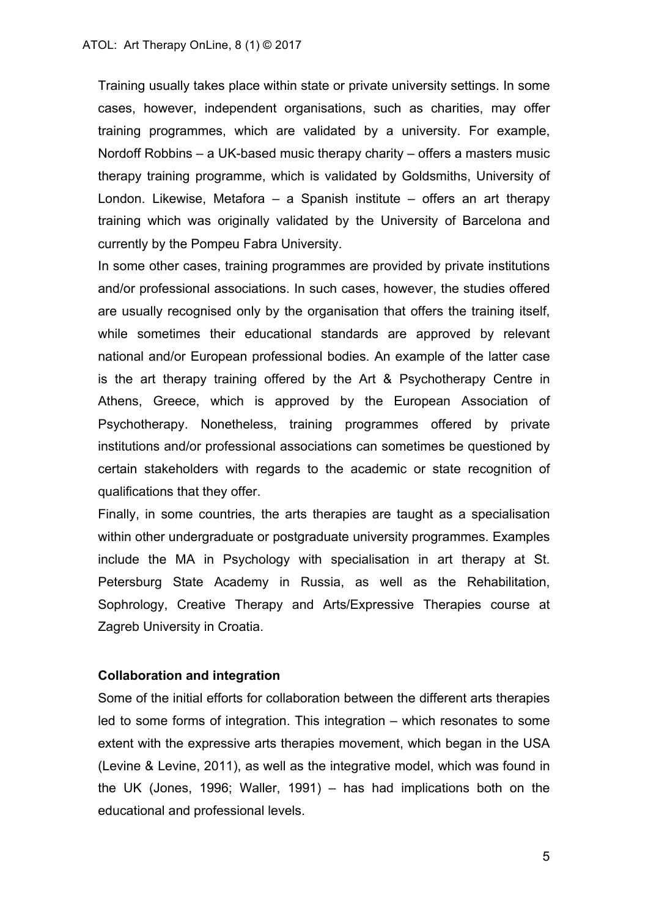Training usually takes place within state or private university settings. In some cases, however, independent organisations, such as charities, may offer training programmes, which are validated by a university. For example, Nordoff Robbins – a UK-based music therapy charity – offers a masters music therapy training programme, which is validated by Goldsmiths, University of London. Likewise, Metafora – a Spanish institute – offers an art therapy training which was originally validated by the University of Barcelona and currently by the Pompeu Fabra University.

In some other cases, training programmes are provided by private institutions and/or professional associations. In such cases, however, the studies offered are usually recognised only by the organisation that offers the training itself, while sometimes their educational standards are approved by relevant national and/or European professional bodies. An example of the latter case is the art therapy training offered by the Art & Psychotherapy Centre in Athens, Greece, which is approved by the European Association of Psychotherapy. Nonetheless, training programmes offered by private institutions and/or professional associations can sometimes be questioned by certain stakeholders with regards to the academic or state recognition of qualifications that they offer.

Finally, in some countries, the arts therapies are taught as a specialisation within other undergraduate or postgraduate university programmes. Examples include the MA in Psychology with specialisation in art therapy at St. Petersburg State Academy in Russia, as well as the Rehabilitation, Sophrology, Creative Therapy and Arts/Expressive Therapies course at Zagreb University in Croatia.

**Collaboration and integration**

Some of the initial efforts for collaboration between the different arts therapies led to some forms of integration. This integration – which resonates to some extent with the expressive arts therapies movement, which began in the USA (Levine & Levine, 2011), as well as the integrative model, which was found in the UK (Jones, 1996; Waller, 1991) – has had implications both on the educational and professional levels.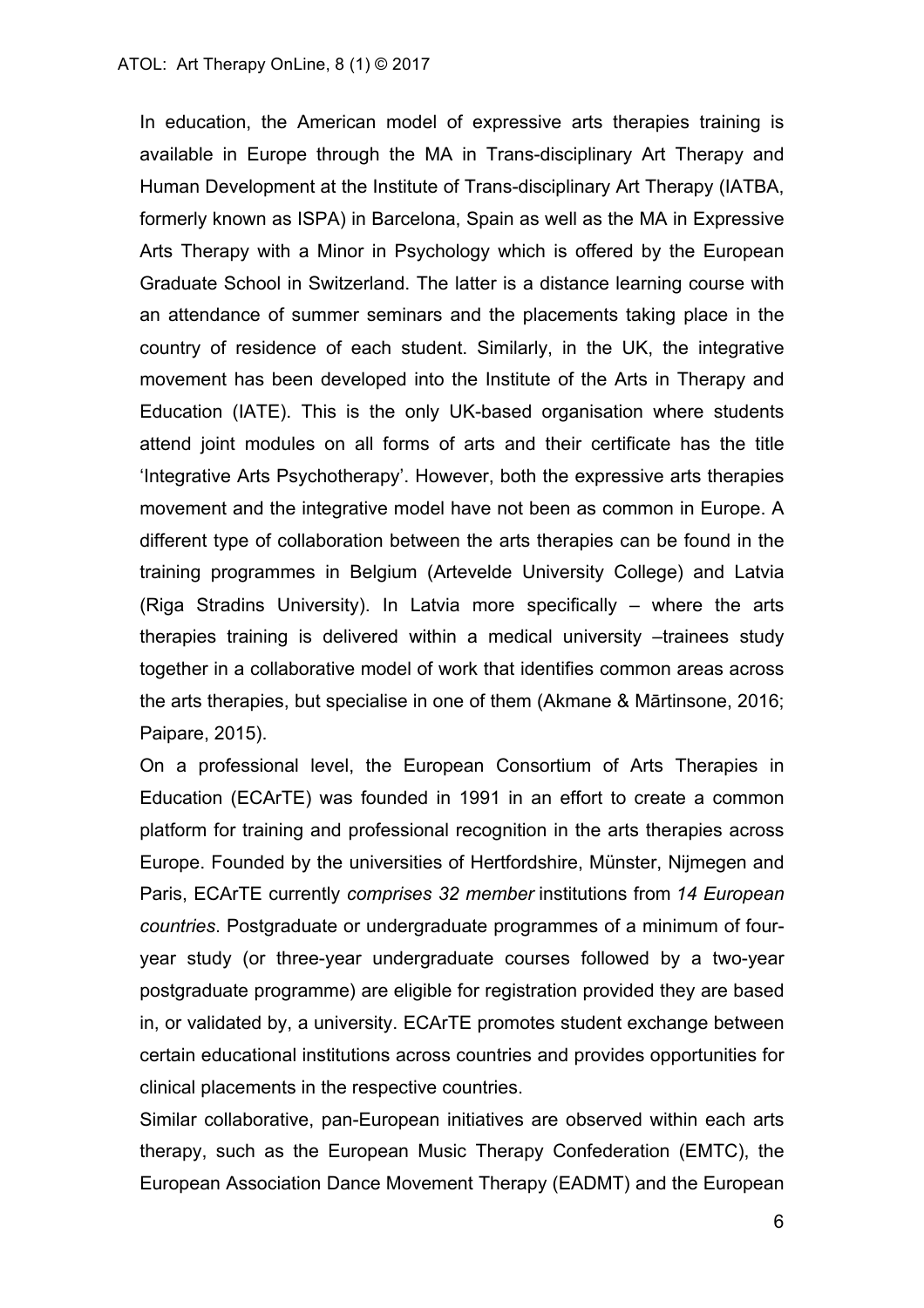In education, the American model of expressive arts therapies training is available in Europe through the MA in Trans-disciplinary Art Therapy and Human Development at the Institute of Trans-disciplinary Art Therapy (IATBA, formerly known as ISPA) in Barcelona, Spain as well as the MA in Expressive Arts Therapy with a Minor in Psychology which is offered by the European Graduate School in Switzerland. The latter is a distance learning course with an attendance of summer seminars and the placements taking place in the country of residence of each student. Similarly, in the UK, the integrative movement has been developed into the Institute of the Arts in Therapy and Education (IATE). This is the only UK-based organisation where students attend joint modules on all forms of arts and their certificate has the title 'Integrative Arts Psychotherapy'. However, both the expressive arts therapies movement and the integrative model have not been as common in Europe. A different type of collaboration between the arts therapies can be found in the training programmes in Belgium (Artevelde University College) and Latvia (Riga Stradins University). In Latvia more specifically – where the arts therapies training is delivered within a medical university –trainees study together in a collaborative model of work that identifies common areas across the arts therapies, but specialise in one of them (Akmane & Mārtinsone, 2016; Paipare, 2015).

On a professional level, the European Consortium of Arts Therapies in Education (ECArTE) was founded in 1991 in an effort to create a common platform for training and professional recognition in the arts therapies across Europe. Founded by the universities of Hertfordshire, Münster, Nijmegen and Paris, ECArTE currently *comprises 32 member* institutions from *14 European countries*. Postgraduate or undergraduate programmes of a minimum of four-year study (or three-year undergraduate courses followed by a two-year postgraduate programme) are eligible for registration provided they are based in, or validated by, a university. ECArTE promotes student exchange between certain educational institutions across countries and provides opportunities for clinical placements in the respective countries.

Similar collaborative, pan-European initiatives are observed within each arts therapy, such as the European Music Therapy Confederation (EMTC), the European Association Dance Movement Therapy (EADMT) and the European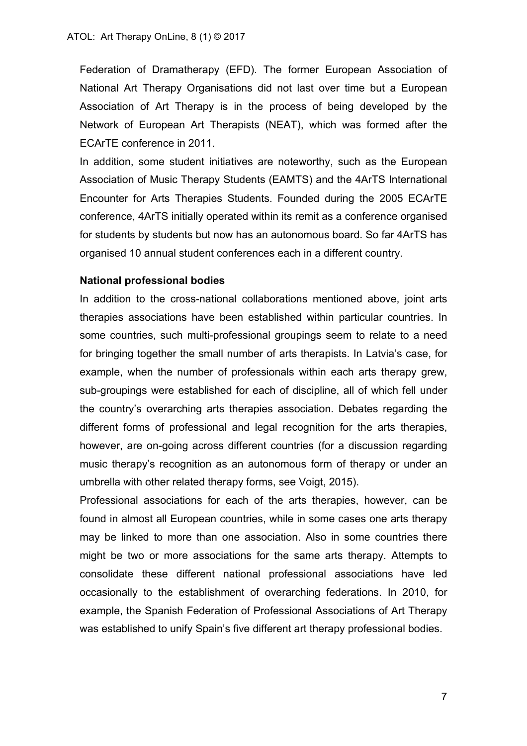Federation of Dramatherapy (EFD). The former European Association of National Art Therapy Organisations did not last over time but a European Association of Art Therapy is in the process of being developed by the Network of European Art Therapists (NEAT), which was formed after the ECArTE conference in 2011.

In addition, some student initiatives are noteworthy, such as the European Association of Music Therapy Students (EAMTS) and the 4ArTS International Encounter for Arts Therapies Students. Founded during the 2005 ECArTE conference, 4ArTS initially operated within its remit as a conference organised for students by students but now has an autonomous board. So far 4ArTS has organised 10 annual student conferences each in a different country.

**National professional bodies**

In addition to the cross-national collaborations mentioned above, joint arts therapies associations have been established within particular countries. In some countries, such multi-professional groupings seem to relate to a need for bringing together the small number of arts therapists. In Latvia's case, for example, when the number of professionals within each arts therapy grew, sub-groupings were established for each of discipline, all of which fell under the country's overarching arts therapies association. Debates regarding the different forms of professional and legal recognition for the arts therapies, however, are on-going across different countries (for a discussion regarding music therapy's recognition as an autonomous form of therapy or under an umbrella with other related therapy forms, see Voigt, 2015).

Professional associations for each of the arts therapies, however, can be found in almost all European countries, while in some cases one arts therapy may be linked to more than one association. Also in some countries there might be two or more associations for the same arts therapy. Attempts to consolidate these different national professional associations have led occasionally to the establishment of overarching federations. In 2010, for example, the Spanish Federation of Professional Associations of Art Therapy was established to unify Spain's five different art therapy professional bodies.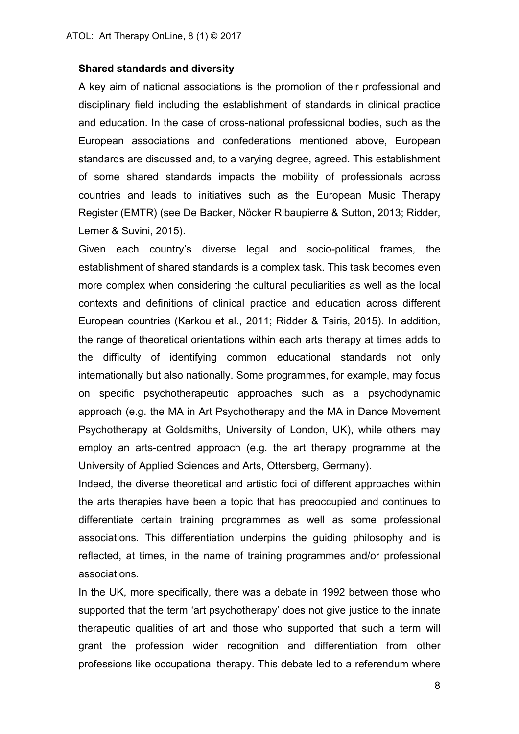**Shared standards and diversity**

A key aim of national associations is the promotion of their professional and disciplinary field including the establishment of standards in clinical practice and education. In the case of cross-national professional bodies, such as the European associations and confederations mentioned above, European standards are discussed and, to a varying degree, agreed. This establishment of some shared standards impacts the mobility of professionals across countries and leads to initiatives such as the European Music Therapy Register (EMTR) (see De Backer, Nöcker Ribaupierre & Sutton, 2013; Ridder, Lerner & Suvini, 2015).

Given each country's diverse legal and socio-political frames, the establishment of shared standards is a complex task. This task becomes even more complex when considering the cultural peculiarities as well as the local contexts and definitions of clinical practice and education across different European countries (Karkou et al., 2011; Ridder & Tsiris, 2015). In addition, the range of theoretical orientations within each arts therapy at times adds to the difficulty of identifying common educational standards not only internationally but also nationally. Some programmes, for example, may focus on specific psychotherapeutic approaches such as a psychodynamic approach (e.g. the MA in Art Psychotherapy and the MA in Dance Movement Psychotherapy at Goldsmiths, University of London, UK), while others may employ an arts-centred approach (e.g. the art therapy programme at the University of Applied Sciences and Arts, Ottersberg, Germany).

Indeed, the diverse theoretical and artistic foci of different approaches within the arts therapies have been a topic that has preoccupied and continues to differentiate certain training programmes as well as some professional associations. This differentiation underpins the guiding philosophy and is reflected, at times, in the name of training programmes and/or professional associations.

In the UK, more specifically, there was a debate in 1992 between those who supported that the term 'art psychotherapy' does not give justice to the innate therapeutic qualities of art and those who supported that such a term will grant the profession wider recognition and differentiation from other professions like occupational therapy. This debate led to a referendum where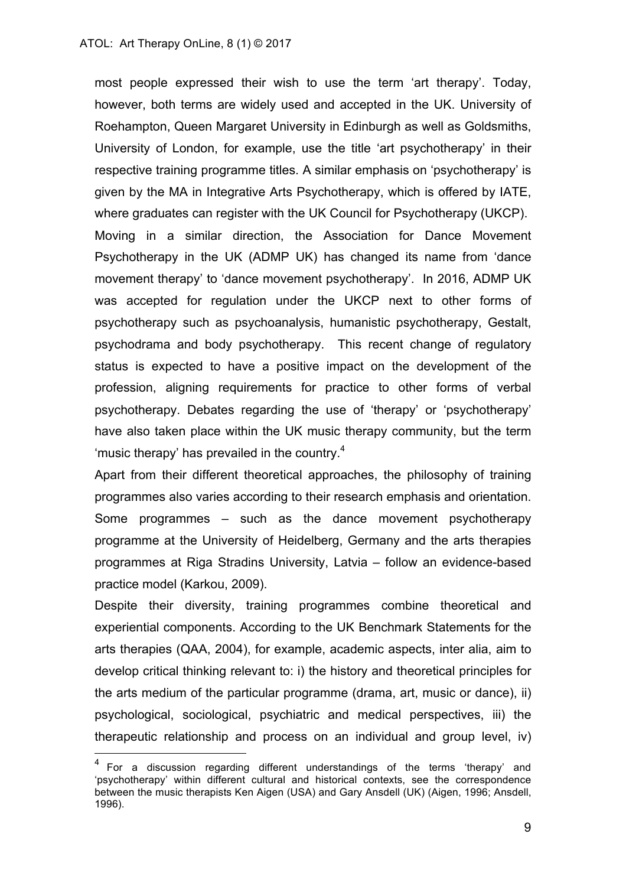most people expressed their wish to use the term 'art therapy'. Today, however, both terms are widely used and accepted in the UK. University of Roehampton, Queen Margaret University in Edinburgh as well as Goldsmiths, University of London, for example, use the title 'art psychotherapy' in their respective training programme titles. A similar emphasis on 'psychotherapy' is given by the MA in Integrative Arts Psychotherapy, which is offered by IATE, where graduates can register with the UK Council for Psychotherapy (UKCP).

Moving in a similar direction, the Association for Dance Movement Psychotherapy in the UK (ADMP UK) has changed its name from 'dance movement therapy' to 'dance movement psychotherapy'. In 2016, ADMP UK was accepted for regulation under the UKCP next to other forms of psychotherapy such as psychoanalysis, humanistic psychotherapy, Gestalt, psychodrama and body psychotherapy. This recent change of regulatory status is expected to have a positive impact on the development of the profession, aligning requirements for practice to other forms of verbal psychotherapy. Debates regarding the use of 'therapy' or 'psychotherapy' have also taken place within the UK music therapy community, but the term 'music therapy' has prevailed in the country.[4]

Apart from their different theoretical approaches, the philosophy of training programmes also varies according to their research emphasis and orientation. Some programmes – such as the dance movement psychotherapy programme at the University of Heidelberg, Germany and the arts therapies programmes at Riga Stradins University, Latvia – follow an evidence-based practice model (Karkou, 2009).

Despite their diversity, training programmes combine theoretical and experiential components. According to the UK Benchmark Statements for the arts therapies (QAA, 2004), for example, academic aspects, inter alia, aim to develop critical thinking relevant to: i) the history and theoretical principles for the arts medium of the particular programme (drama, art, music or dance), ii) psychological, sociological, psychiatric and medical perspectives, iii) the therapeutic relationship and process on an individual and group level, iv)

[4] For a discussion regarding different understandings of the terms 'therapy' and 'psychotherapy' within different cultural and historical contexts, see the correspondence between the music therapists Ken Aigen (USA) and Gary Ansdell (UK) (Aigen, 1996; Ansdell, 1996).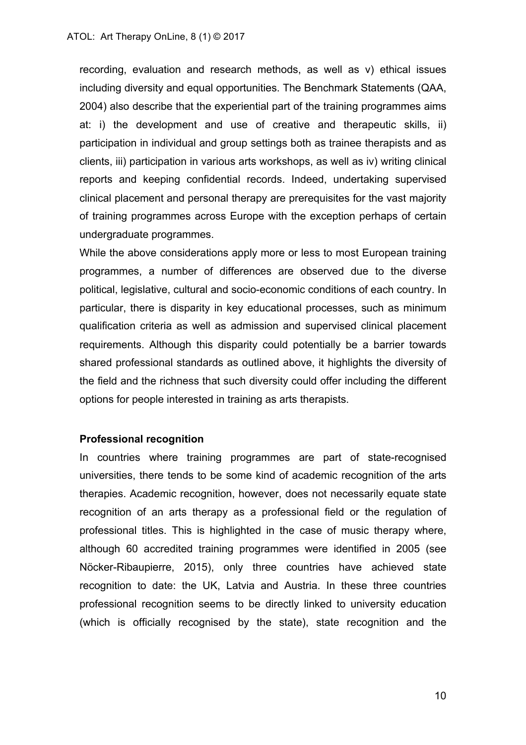recording, evaluation and research methods, as well as v) ethical issues including diversity and equal opportunities. The Benchmark Statements (QAA, 2004) also describe that the experiential part of the training programmes aims at: i) the development and use of creative and therapeutic skills, ii) participation in individual and group settings both as trainee therapists and as clients, iii) participation in various arts workshops, as well as iv) writing clinical reports and keeping confidential records. Indeed, undertaking supervised clinical placement and personal therapy are prerequisites for the vast majority of training programmes across Europe with the exception perhaps of certain undergraduate programmes.

While the above considerations apply more or less to most European training programmes, a number of differences are observed due to the diverse political, legislative, cultural and socio-economic conditions of each country. In particular, there is disparity in key educational processes, such as minimum qualification criteria as well as admission and supervised clinical placement requirements. Although this disparity could potentially be a barrier towards shared professional standards as outlined above, it highlights the diversity of the field and the richness that such diversity could offer including the different options for people interested in training as arts therapists.

**Professional recognition**

In countries where training programmes are part of state-recognised universities, there tends to be some kind of academic recognition of the arts therapies. Academic recognition, however, does not necessarily equate state recognition of an arts therapy as a professional field or the regulation of professional titles. This is highlighted in the case of music therapy where, although 60 accredited training programmes were identified in 2005 (see Nöcker-Ribaupierre, 2015), only three countries have achieved state recognition to date: the UK, Latvia and Austria. In these three countries professional recognition seems to be directly linked to university education (which is officially recognised by the state), state recognition and the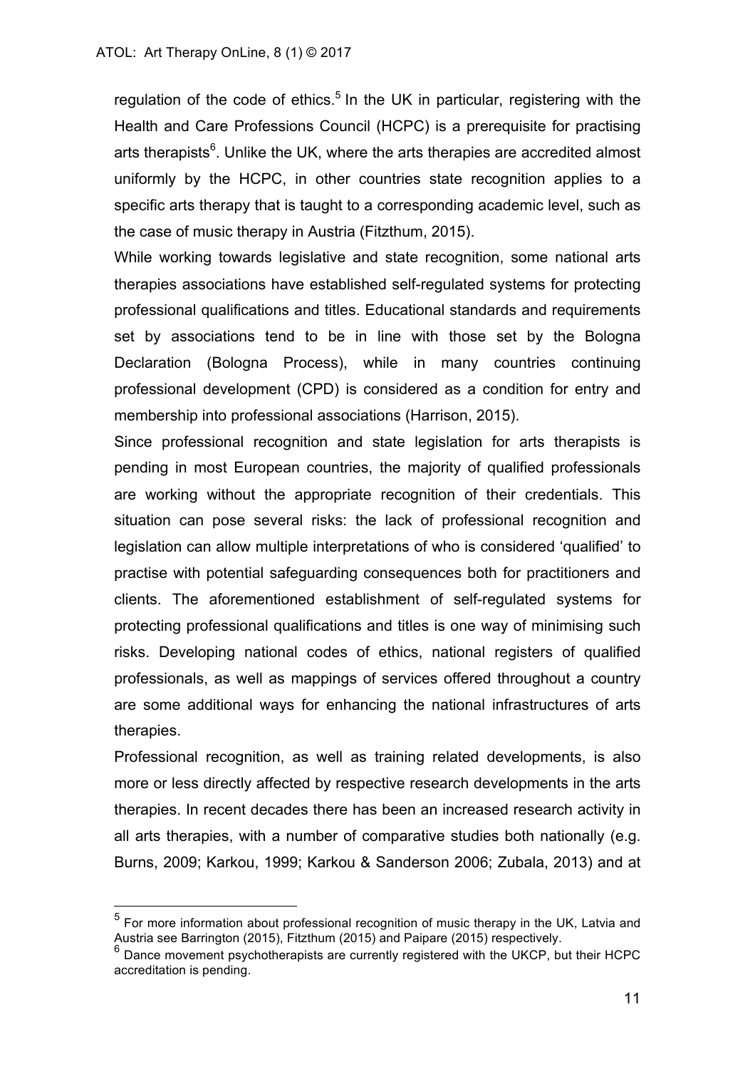regulation of the code of ethics.[5] In the UK in particular, registering with the Health and Care Professions Council (HCPC) is a prerequisite for practising arts therapists[6]. Unlike the UK, where the arts therapies are accredited almost uniformly by the HCPC, in other countries state recognition applies to a specific arts therapy that is taught to a corresponding academic level, such as the case of music therapy in Austria (Fitzthum, 2015).

While working towards legislative and state recognition, some national arts therapies associations have established self-regulated systems for protecting professional qualifications and titles. Educational standards and requirements set by associations tend to be in line with those set by the Bologna Declaration (Bologna Process), while in many countries continuing professional development (CPD) is considered as a condition for entry and membership into professional associations (Harrison, 2015).

Since professional recognition and state legislation for arts therapists is pending in most European countries, the majority of qualified professionals are working without the appropriate recognition of their credentials. This situation can pose several risks: the lack of professional recognition and legislation can allow multiple interpretations of who is considered 'qualified' to practise with potential safeguarding consequences both for practitioners and clients. The aforementioned establishment of self-regulated systems for protecting professional qualifications and titles is one way of minimising such risks. Developing national codes of ethics, national registers of qualified professionals, as well as mappings of services offered throughout a country are some additional ways for enhancing the national infrastructures of arts therapies.

Professional recognition, as well as training related developments, is also more or less directly affected by respective research developments in the arts therapies. In recent decades there has been an increased research activity in all arts therapies, with a number of comparative studies both nationally (e.g. Burns, 2009; Karkou, 1999; Karkou & Sanderson 2006; Zubala, 2013) and at

---

[5] For more information about professional recognition of music therapy in the UK, Latvia and Austria see Barrington (2015), Fitzthum (2015) and Paipare (2015) respectively.

[6] Dance movement psychotherapists are currently registered with the UKCP, but their HCPC accreditation is pending.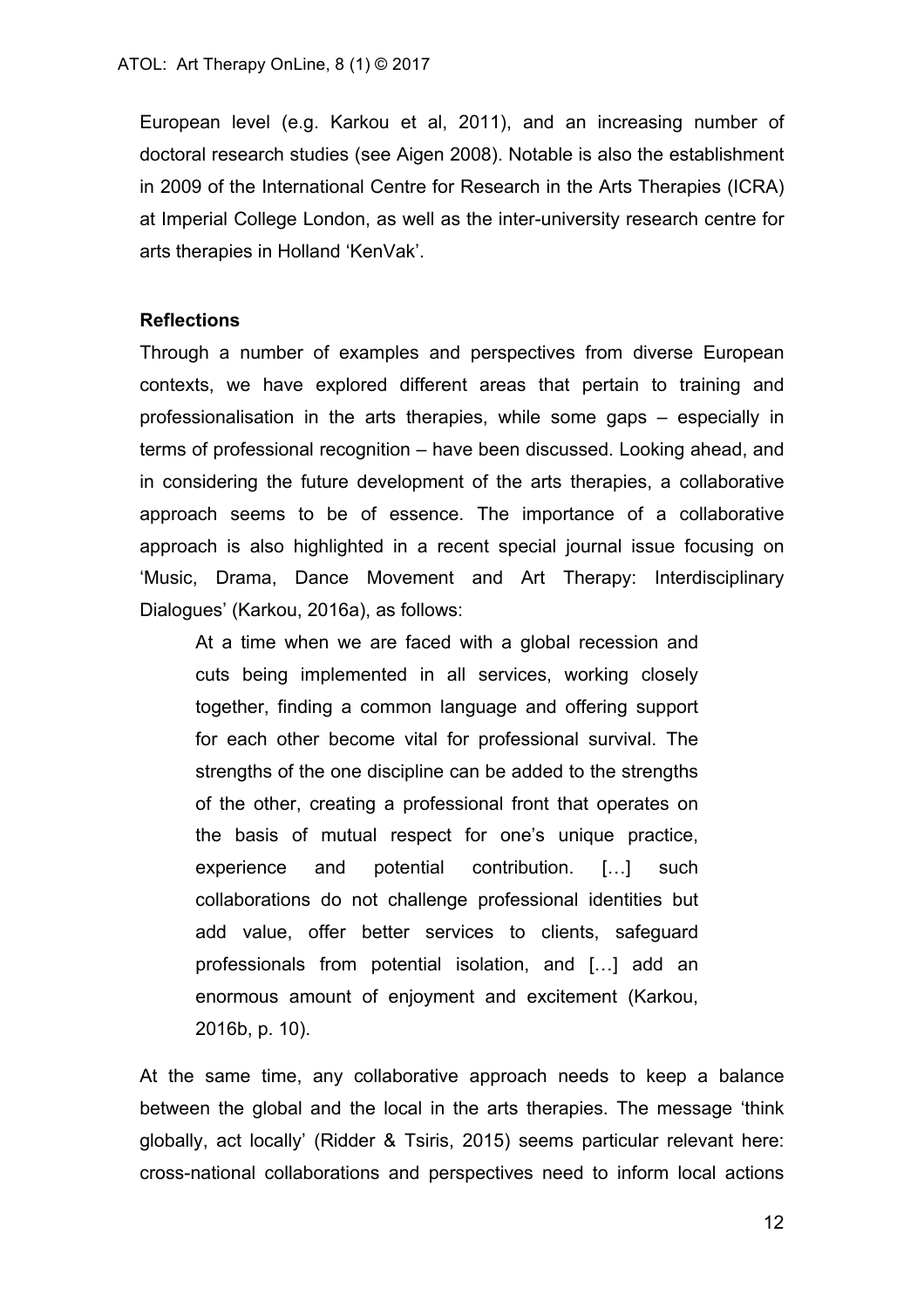European level (e.g. Karkou et al, 2011), and an increasing number of doctoral research studies (see Aigen 2008). Notable is also the establishment in 2009 of the International Centre for Research in the Arts Therapies (ICRA) at Imperial College London, as well as the inter-university research centre for arts therapies in Holland 'KenVak'.

**Reflections**

Through a number of examples and perspectives from diverse European contexts, we have explored different areas that pertain to training and professionalisation in the arts therapies, while some gaps – especially in terms of professional recognition – have been discussed. Looking ahead, and in considering the future development of the arts therapies, a collaborative approach seems to be of essence. The importance of a collaborative approach is also highlighted in a recent special journal issue focusing on 'Music, Drama, Dance Movement and Art Therapy: Interdisciplinary Dialogues' (Karkou, 2016a), as follows:

> At a time when we are faced with a global recession and cuts being implemented in all services, working closely together, finding a common language and offering support for each other become vital for professional survival. The strengths of the one discipline can be added to the strengths of the other, creating a professional front that operates on the basis of mutual respect for one's unique practice, experience and potential contribution. […] such collaborations do not challenge professional identities but add value, offer better services to clients, safeguard professionals from potential isolation, and […] add an enormous amount of enjoyment and excitement (Karkou, 2016b, p. 10).

At the same time, any collaborative approach needs to keep a balance between the global and the local in the arts therapies. The message 'think globally, act locally' (Ridder & Tsiris, 2015) seems particular relevant here: cross-national collaborations and perspectives need to inform local actions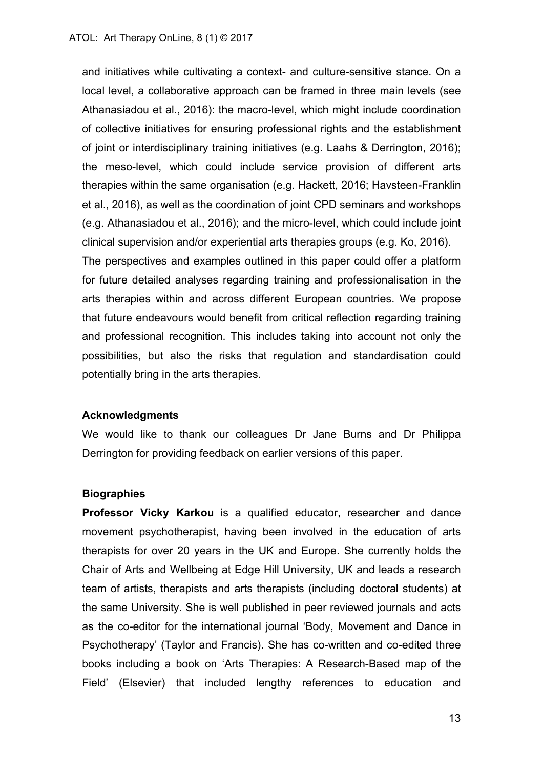and initiatives while cultivating a context- and culture-sensitive stance. On a local level, a collaborative approach can be framed in three main levels (see Athanasiadou et al., 2016): the macro-level, which might include coordination of collective initiatives for ensuring professional rights and the establishment of joint or interdisciplinary training initiatives (e.g. Laahs & Derrington, 2016); the meso-level, which could include service provision of different arts therapies within the same organisation (e.g. Hackett, 2016; Havsteen-Franklin et al., 2016), as well as the coordination of joint CPD seminars and workshops (e.g. Athanasiadou et al., 2016); and the micro-level, which could include joint clinical supervision and/or experiential arts therapies groups (e.g. Ko, 2016).

The perspectives and examples outlined in this paper could offer a platform for future detailed analyses regarding training and professionalisation in the arts therapies within and across different European countries. We propose that future endeavours would benefit from critical reflection regarding training and professional recognition. This includes taking into account not only the possibilities, but also the risks that regulation and standardisation could potentially bring in the arts therapies.

### Acknowledgments

We would like to thank our colleagues Dr Jane Burns and Dr Philippa Derrington for providing feedback on earlier versions of this paper.

### Biographies

**Professor Vicky Karkou** is a qualified educator, researcher and dance movement psychotherapist, having been involved in the education of arts therapists for over 20 years in the UK and Europe. She currently holds the Chair of Arts and Wellbeing at Edge Hill University, UK and leads a research team of artists, therapists and arts therapists (including doctoral students) at the same University. She is well published in peer reviewed journals and acts as the co-editor for the international journal 'Body, Movement and Dance in Psychotherapy' (Taylor and Francis). She has co-written and co-edited three books including a book on 'Arts Therapies: A Research-Based map of the Field' (Elsevier) that included lengthy references to education and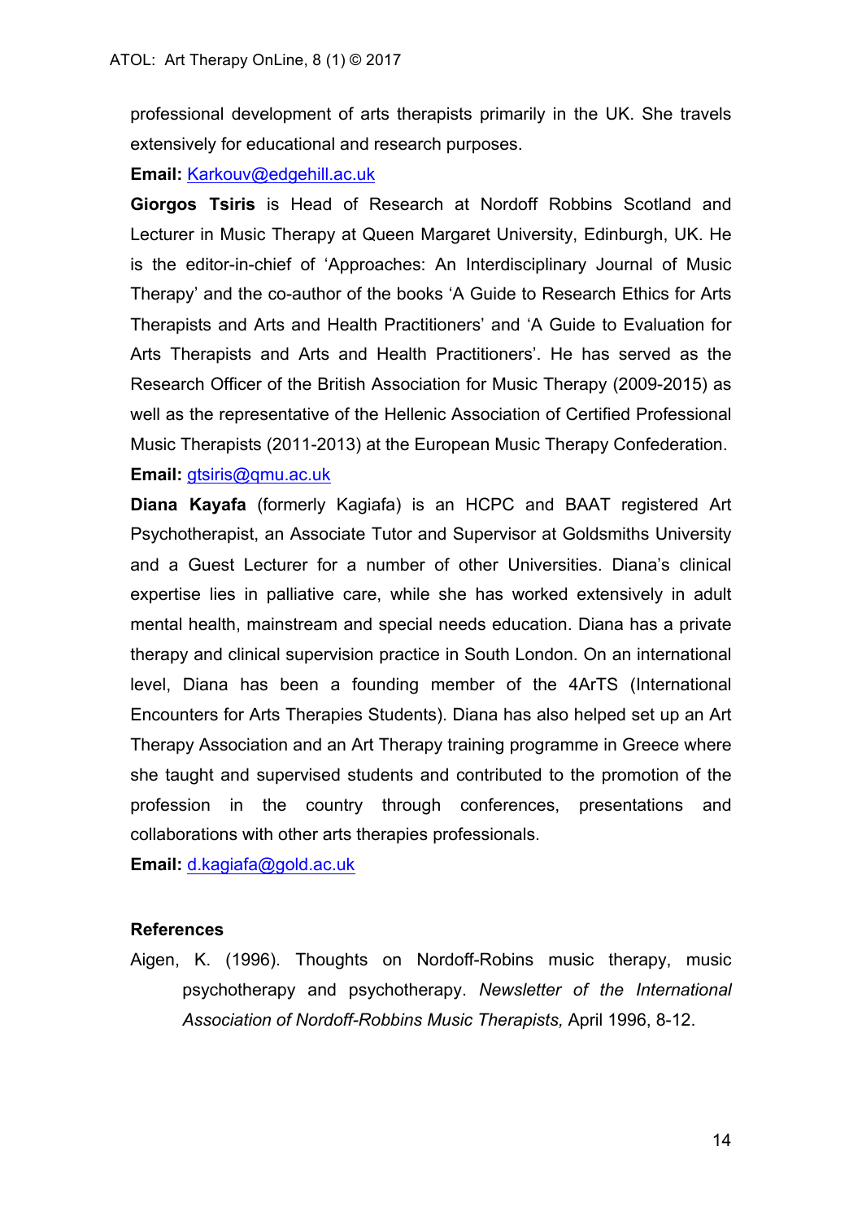professional development of arts therapists primarily in the UK. She travels extensively for educational and research purposes.

**Email:** Karkouv@edgehill.ac.uk

**Giorgos Tsiris** is Head of Research at Nordoff Robbins Scotland and Lecturer in Music Therapy at Queen Margaret University, Edinburgh, UK. He is the editor-in-chief of 'Approaches: An Interdisciplinary Journal of Music Therapy' and the co-author of the books 'A Guide to Research Ethics for Arts Therapists and Arts and Health Practitioners' and 'A Guide to Evaluation for Arts Therapists and Arts and Health Practitioners'. He has served as the Research Officer of the British Association for Music Therapy (2009-2015) as well as the representative of the Hellenic Association of Certified Professional Music Therapists (2011-2013) at the European Music Therapy Confederation.

**Email:** gtsiris@qmu.ac.uk

**Diana Kayafa** (formerly Kagiafa) is an HCPC and BAAT registered Art Psychotherapist, an Associate Tutor and Supervisor at Goldsmiths University and a Guest Lecturer for a number of other Universities. Diana's clinical expertise lies in palliative care, while she has worked extensively in adult mental health, mainstream and special needs education. Diana has a private therapy and clinical supervision practice in South London. On an international level, Diana has been a founding member of the 4ArTS (International Encounters for Arts Therapies Students). Diana has also helped set up an Art Therapy Association and an Art Therapy training programme in Greece where she taught and supervised students and contributed to the promotion of the profession in the country through conferences, presentations and collaborations with other arts therapies professionals.

**Email:** d.kagiafa@gold.ac.uk

## References

Aigen, K. (1996). Thoughts on Nordoff-Robins music therapy, music psychotherapy and psychotherapy. *Newsletter of the International Association of Nordoff-Robbins Music Therapists,* April 1996, 8-12.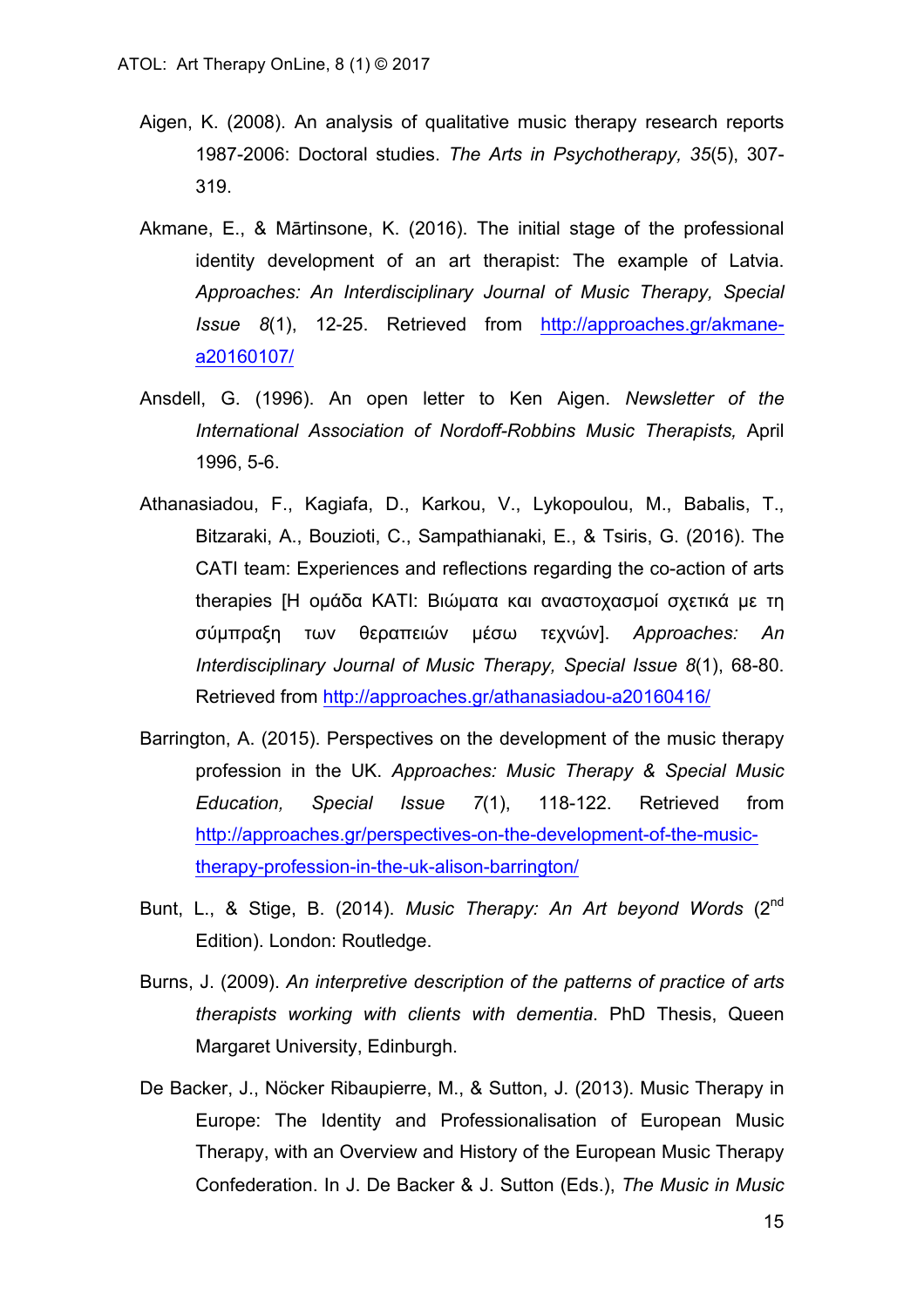Aigen, K. (2008). An analysis of qualitative music therapy research reports 1987-2006: Doctoral studies. *The Arts in Psychotherapy, 35*(5), 307-319.

Akmane, E., & Mārtinsone, K. (2016). The initial stage of the professional identity development of an art therapist: The example of Latvia. *Approaches: An Interdisciplinary Journal of Music Therapy, Special Issue 8*(1), 12-25. Retrieved from http://approaches.gr/akmane-a20160107/

Ansdell, G. (1996). An open letter to Ken Aigen. *Newsletter of the International Association of Nordoff-Robbins Music Therapists,* April 1996, 5-6.

Athanasiadou, F., Kagiafa, D., Karkou, V., Lykopoulou, M., Babalis, T., Bitzaraki, A., Bouzioti, C., Sampathianaki, E., & Tsiris, G. (2016). The CATI team: Experiences and reflections regarding the co-action of arts therapies [Η ομάδα ΚΑΤΙ: Βιώματα και αναστοχασμοί σχετικά με τη σύμπραξη των θεραπειών μέσω τεχνών]. *Approaches: An Interdisciplinary Journal of Music Therapy, Special Issue 8*(1), 68-80. Retrieved from http://approaches.gr/athanasiadou-a20160416/

Barrington, A. (2015). Perspectives on the development of the music therapy profession in the UK. *Approaches: Music Therapy & Special Music Education, Special Issue 7*(1), 118-122. Retrieved from http://approaches.gr/perspectives-on-the-development-of-the-music-therapy-profession-in-the-uk-alison-barrington/

Bunt, L., & Stige, B. (2014). *Music Therapy: An Art beyond Words* (2nd Edition). London: Routledge.

Burns, J. (2009). *An interpretive description of the patterns of practice of arts therapists working with clients with dementia.* PhD Thesis, Queen Margaret University, Edinburgh.

De Backer, J., Nöcker Ribaupierre, M., & Sutton, J. (2013). Music Therapy in Europe: The Identity and Professionalisation of European Music Therapy, with an Overview and History of the European Music Therapy Confederation. In J. De Backer & J. Sutton (Eds.), *The Music in Music*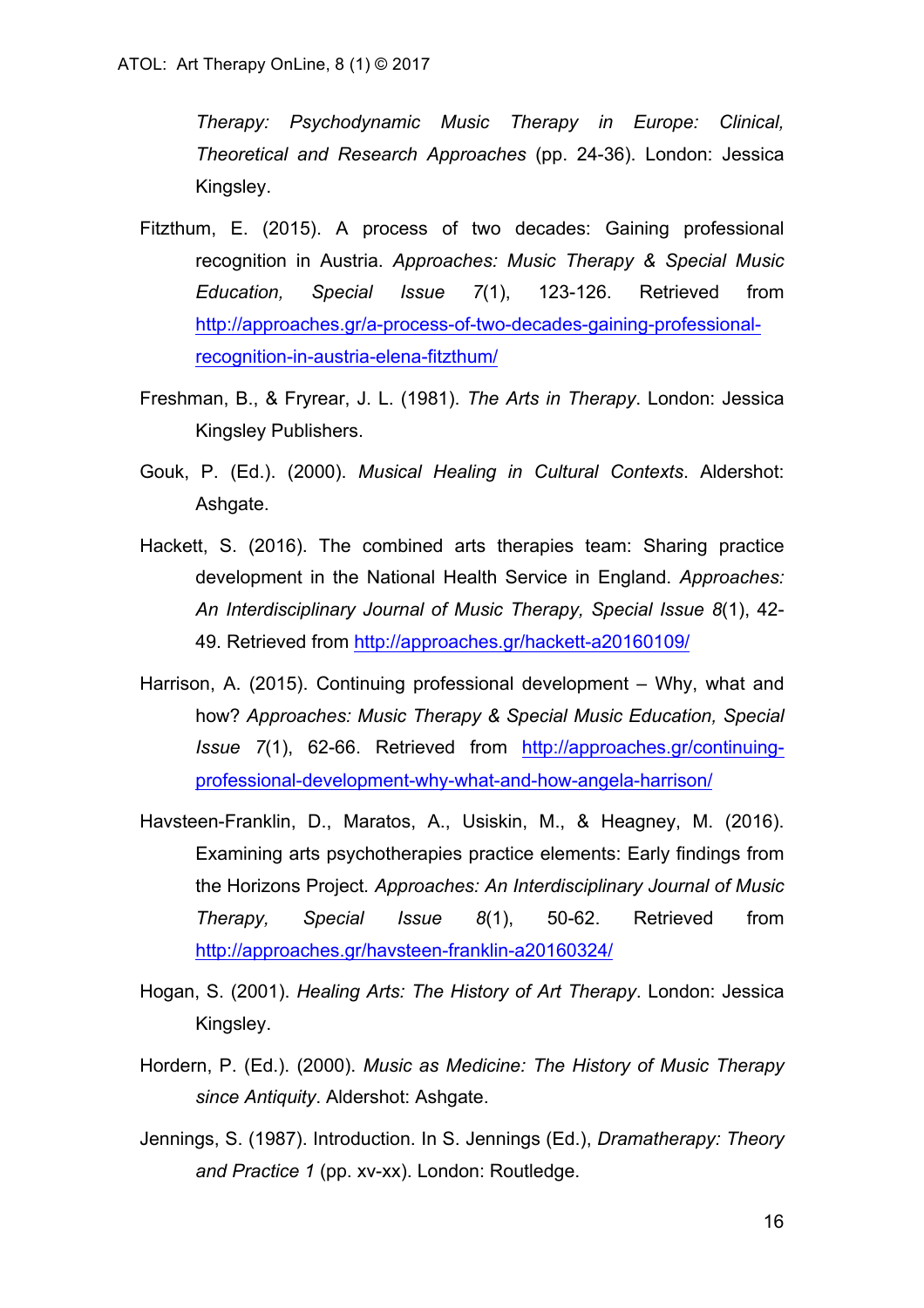*Therapy: Psychodynamic Music Therapy in Europe: Clinical, Theoretical and Research Approaches* (pp. 24-36). London: Jessica Kingsley.

Fitzthum, E. (2015). A process of two decades: Gaining professional recognition in Austria. *Approaches: Music Therapy & Special Music Education, Special Issue 7*(1), 123-126. Retrieved from http://approaches.gr/a-process-of-two-decades-gaining-professional-recognition-in-austria-elena-fitzthum/

Freshman, B., & Fryrear, J. L. (1981). *The Arts in Therapy*. London: Jessica Kingsley Publishers.

Gouk, P. (Ed.). (2000). *Musical Healing in Cultural Contexts*. Aldershot: Ashgate.

Hackett, S. (2016). The combined arts therapies team: Sharing practice development in the National Health Service in England. *Approaches: An Interdisciplinary Journal of Music Therapy, Special Issue 8*(1), 42-49. Retrieved from http://approaches.gr/hackett-a20160109/

Harrison, A. (2015). Continuing professional development – Why, what and how? *Approaches: Music Therapy & Special Music Education, Special Issue 7*(1), 62-66. Retrieved from http://approaches.gr/continuing-professional-development-why-what-and-how-angela-harrison/

Havsteen-Franklin, D., Maratos, A., Usiskin, M., & Heagney, M. (2016). Examining arts psychotherapies practice elements: Early findings from the Horizons Project. *Approaches: An Interdisciplinary Journal of Music Therapy, Special Issue 8*(1), 50-62. Retrieved from http://approaches.gr/havsteen-franklin-a20160324/

Hogan, S. (2001). *Healing Arts: The History of Art Therapy*. London: Jessica Kingsley.

Hordern, P. (Ed.). (2000). *Music as Medicine: The History of Music Therapy since Antiquity*. Aldershot: Ashgate.

Jennings, S. (1987). Introduction. In S. Jennings (Ed.), *Dramatherapy: Theory and Practice 1* (pp. xv-xx). London: Routledge.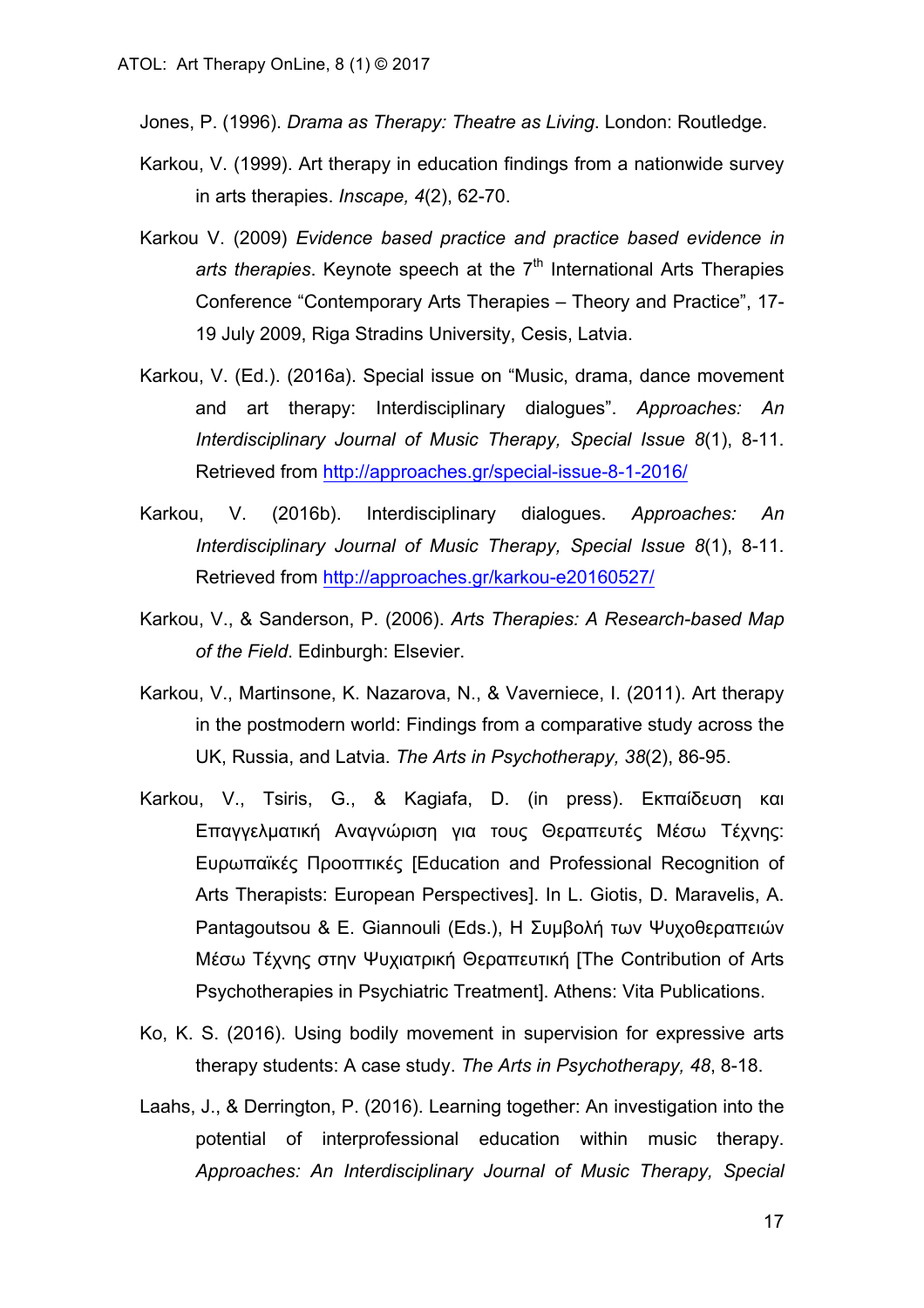Jones, P. (1996). *Drama as Therapy: Theatre as Living*. London: Routledge.

Karkou, V. (1999). Art therapy in education findings from a nationwide survey in arts therapies. *Inscape, 4*(2), 62-70.

Karkou V. (2009) *Evidence based practice and practice based evidence in arts therapies*. Keynote speech at the 7th International Arts Therapies Conference "Contemporary Arts Therapies – Theory and Practice", 17-19 July 2009, Riga Stradins University, Cesis, Latvia.

Karkou, V. (Ed.). (2016a). Special issue on "Music, drama, dance movement and art therapy: Interdisciplinary dialogues". *Approaches: An Interdisciplinary Journal of Music Therapy, Special Issue 8*(1), 8-11. Retrieved from http://approaches.gr/special-issue-8-1-2016/

Karkou, V. (2016b). Interdisciplinary dialogues. *Approaches: An Interdisciplinary Journal of Music Therapy, Special Issue 8*(1), 8-11. Retrieved from http://approaches.gr/karkou-e20160527/

Karkou, V., & Sanderson, P. (2006). *Arts Therapies: A Research-based Map of the Field*. Edinburgh: Elsevier.

Karkou, V., Martinsone, K. Nazarova, N., & Vaverniece, I. (2011). Art therapy in the postmodern world: Findings from a comparative study across the UK, Russia, and Latvia. *The Arts in Psychotherapy, 38*(2), 86-95.

Karkou, V., Tsiris, G., & Kagiafa, D. (in press). Εκπαίδευση και Επαγγελματική Αναγνώριση για τους Θεραπευτές Μέσω Τέχνης: Ευρωπαϊκές Προοπτικές [Education and Professional Recognition of Arts Therapists: European Perspectives]. In L. Giotis, D. Maravelis, A. Pantagoutsou & E. Giannouli (Eds.), Η Συμβολή των Ψυχοθεραπειών Μέσω Τέχνης στην Ψυχιατρική Θεραπευτική [The Contribution of Arts Psychotherapies in Psychiatric Treatment]. Athens: Vita Publications.

Ko, K. S. (2016). Using bodily movement in supervision for expressive arts therapy students: A case study. *The Arts in Psychotherapy, 48*, 8-18.

Laahs, J., & Derrington, P. (2016). Learning together: An investigation into the potential of interprofessional education within music therapy. *Approaches: An Interdisciplinary Journal of Music Therapy, Special*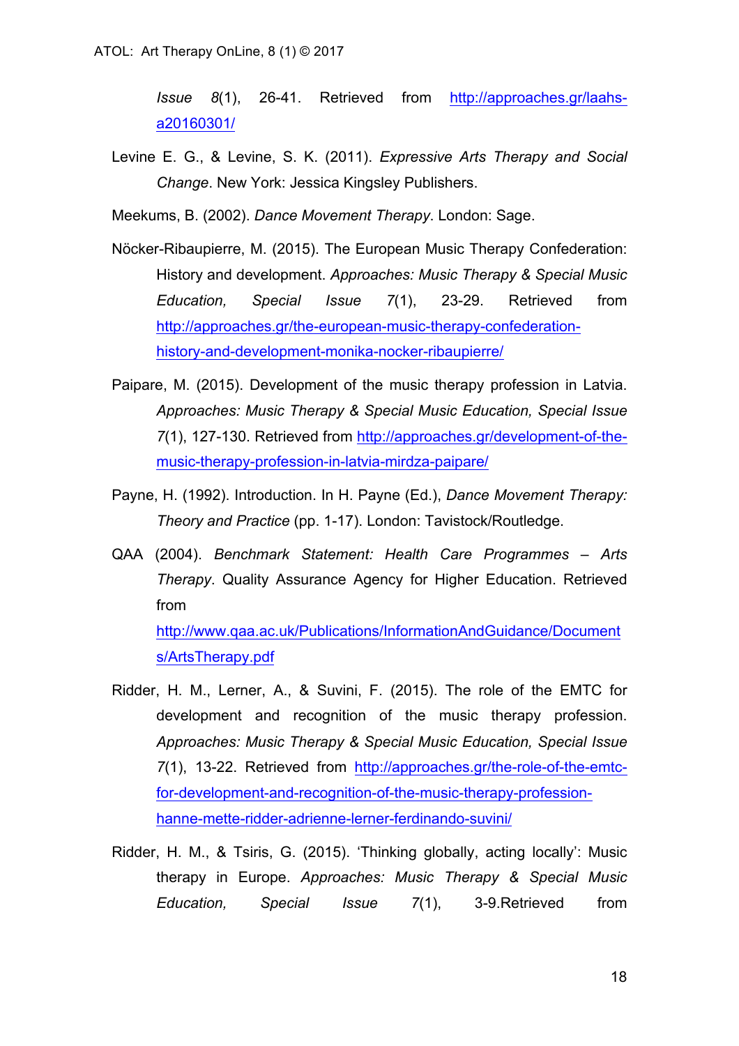*Issue 8*(1), 26-41. Retrieved from http://approaches.gr/laahs-a20160301/

Levine E. G., & Levine, S. K. (2011). *Expressive Arts Therapy and Social Change*. New York: Jessica Kingsley Publishers.

Meekums, B. (2002). *Dance Movement Therapy*. London: Sage.

Nöcker-Ribaupierre, M. (2015). The European Music Therapy Confederation: History and development. *Approaches: Music Therapy & Special Music Education, Special Issue 7*(1), 23-29. Retrieved from http://approaches.gr/the-european-music-therapy-confederation-history-and-development-monika-nocker-ribaupierre/

Paipare, M. (2015). Development of the music therapy profession in Latvia. *Approaches: Music Therapy & Special Music Education, Special Issue 7*(1), 127-130. Retrieved from http://approaches.gr/development-of-the-music-therapy-profession-in-latvia-mirdza-paipare/

Payne, H. (1992). Introduction. In H. Payne (Ed.), *Dance Movement Therapy: Theory and Practice* (pp. 1-17). London: Tavistock/Routledge.

QAA (2004). *Benchmark Statement: Health Care Programmes – Arts Therapy*. Quality Assurance Agency for Higher Education. Retrieved from http://www.qaa.ac.uk/Publications/InformationAndGuidance/Documents/ArtsTherapy.pdf

Ridder, H. M., Lerner, A., & Suvini, F. (2015). The role of the EMTC for development and recognition of the music therapy profession. *Approaches: Music Therapy & Special Music Education, Special Issue 7*(1), 13-22. Retrieved from http://approaches.gr/the-role-of-the-emtc-for-development-and-recognition-of-the-music-therapy-profession-hanne-mette-ridder-adrienne-lerner-ferdinando-suvini/

Ridder, H. M., & Tsiris, G. (2015). 'Thinking globally, acting locally': Music therapy in Europe. *Approaches: Music Therapy & Special Music Education, Special Issue 7*(1), 3-9.Retrieved from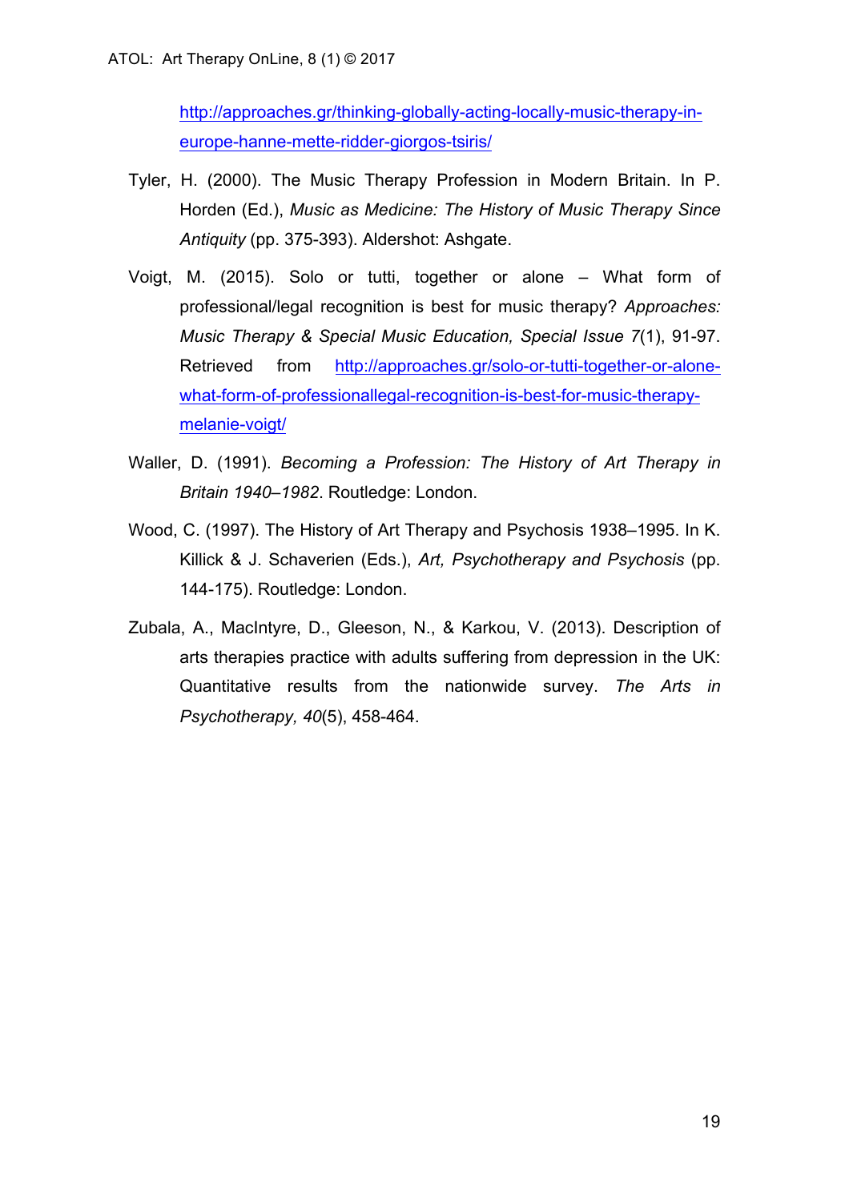http://approaches.gr/thinking-globally-acting-locally-music-therapy-in-europe-hanne-mette-ridder-giorgos-tsiris/

Tyler, H. (2000). The Music Therapy Profession in Modern Britain. In P. Horden (Ed.), *Music as Medicine: The History of Music Therapy Since Antiquity* (pp. 375-393). Aldershot: Ashgate.

Voigt, M. (2015). Solo or tutti, together or alone – What form of professional/legal recognition is best for music therapy? *Approaches: Music Therapy & Special Music Education, Special Issue 7*(1), 91-97. Retrieved from http://approaches.gr/solo-or-tutti-together-or-alone-what-form-of-professionallegal-recognition-is-best-for-music-therapy-melanie-voigt/

Waller, D. (1991). *Becoming a Profession: The History of Art Therapy in Britain 1940–1982*. Routledge: London.

Wood, C. (1997). The History of Art Therapy and Psychosis 1938–1995. In K. Killick & J. Schaverien (Eds.), *Art, Psychotherapy and Psychosis* (pp. 144-175). Routledge: London.

Zubala, A., MacIntyre, D., Gleeson, N., & Karkou, V. (2013). Description of arts therapies practice with adults suffering from depression in the UK: Quantitative results from the nationwide survey. *The Arts in Psychotherapy, 40*(5), 458-464.